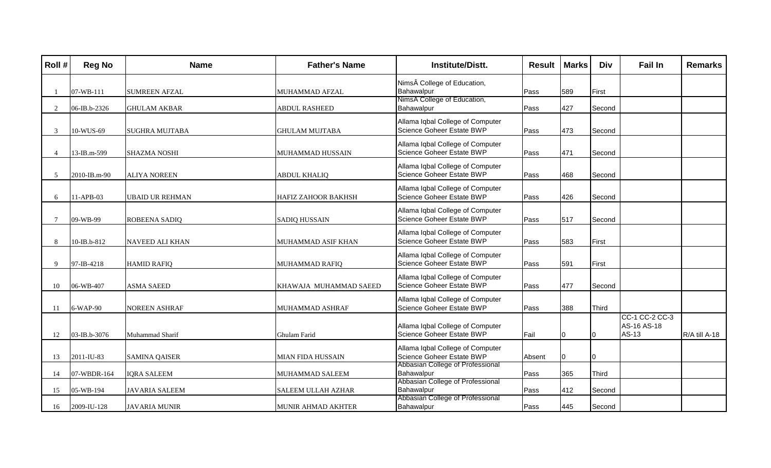| Roll # | Reg No | Name | Father's Name | Institute/Distt. | Result | Marks | Div | Fail In | Remarks |
|---|---|---|---|---|---|---|---|---|---|
| 1 | 07-WB-111 | SUMREEN AFZAL | MUHAMMAD AFZAL | NimsÂ College of Education, Bahawalpur | Pass | 589 | First | | |
| 2 | 06-IB.b-2326 | GHULAM AKBAR | ABDUL RASHEED | NimsÂ College of Education, Bahawalpur | Pass | 427 | Second | | |
| 3 | 10-WUS-69 | SUGHRA MUJTABA | GHULAM MUJTABA | Allama Iqbal College of Computer Science Goheer Estate BWP | Pass | 473 | Second | | |
| 4 | 13-IB.m-599 | SHAZMA NOSHI | MUHAMMAD HUSSAIN | Allama Iqbal College of Computer Science Goheer Estate BWP | Pass | 471 | Second | | |
| 5 | 2010-IB.m-90 | ALIYA NOREEN | ABDUL KHALIQ | Allama Iqbal College of Computer Science Goheer Estate BWP | Pass | 468 | Second | | |
| 6 | 11-APB-03 | UBAID UR REHMAN | HAFIZ ZAHOOR BAKHSH | Allama Iqbal College of Computer Science Goheer Estate BWP | Pass | 426 | Second | | |
| 7 | 09-WB-99 | ROBEENA SADIQ | SADIQ HUSSAIN | Allama Iqbal College of Computer Science Goheer Estate BWP | Pass | 517 | Second | | |
| 8 | 10-IB.b-812 | NAVEED ALI KHAN | MUHAMMAD ASIF KHAN | Allama Iqbal College of Computer Science Goheer Estate BWP | Pass | 583 | First | | |
| 9 | 97-IB-4218 | HAMID RAFIQ | MUHAMMAD RAFIQ | Allama Iqbal College of Computer Science Goheer Estate BWP | Pass | 591 | First | | |
| 10 | 06-WB-407 | ASMA SAEED | KHAWAJA MUHAMMAD SAEED | Allama Iqbal College of Computer Science Goheer Estate BWP | Pass | 477 | Second | | |
| 11 | 6-WAP-90 | NOREEN ASHRAF | MUHAMMAD ASHRAF | Allama Iqbal College of Computer Science Goheer Estate BWP | Pass | 388 | Third | | |
| 12 | 03-IB.b-3076 | Muhammad Sharif | Ghulam Farid | Allama Iqbal College of Computer Science Goheer Estate BWP | Fail | 0 | 0 | CC-1 CC-2 CC-3 AS-16 AS-18 AS-13 | R/A till A-18 |
| 13 | 2011-IU-83 | SAMINA QAISER | MIAN FIDA HUSSAIN | Allama Iqbal College of Computer Science Goheer Estate BWP | Absent | 0 | 0 | | |
| 14 | 07-WBDR-164 | IQRA SALEEM | MUHAMMAD SALEEM | Abbasian College of Professional Bahawalpur | Pass | 365 | Third | | |
| 15 | 05-WB-194 | JAVARIA SALEEM | SALEEM ULLAH AZHAR | Abbasian College of Professional Bahawalpur | Pass | 412 | Second | | |
| 16 | 2009-IU-128 | JAVARIA MUNIR | MUNIR AHMAD AKHTER | Abbasian College of Professional Bahawalpur | Pass | 445 | Second | | |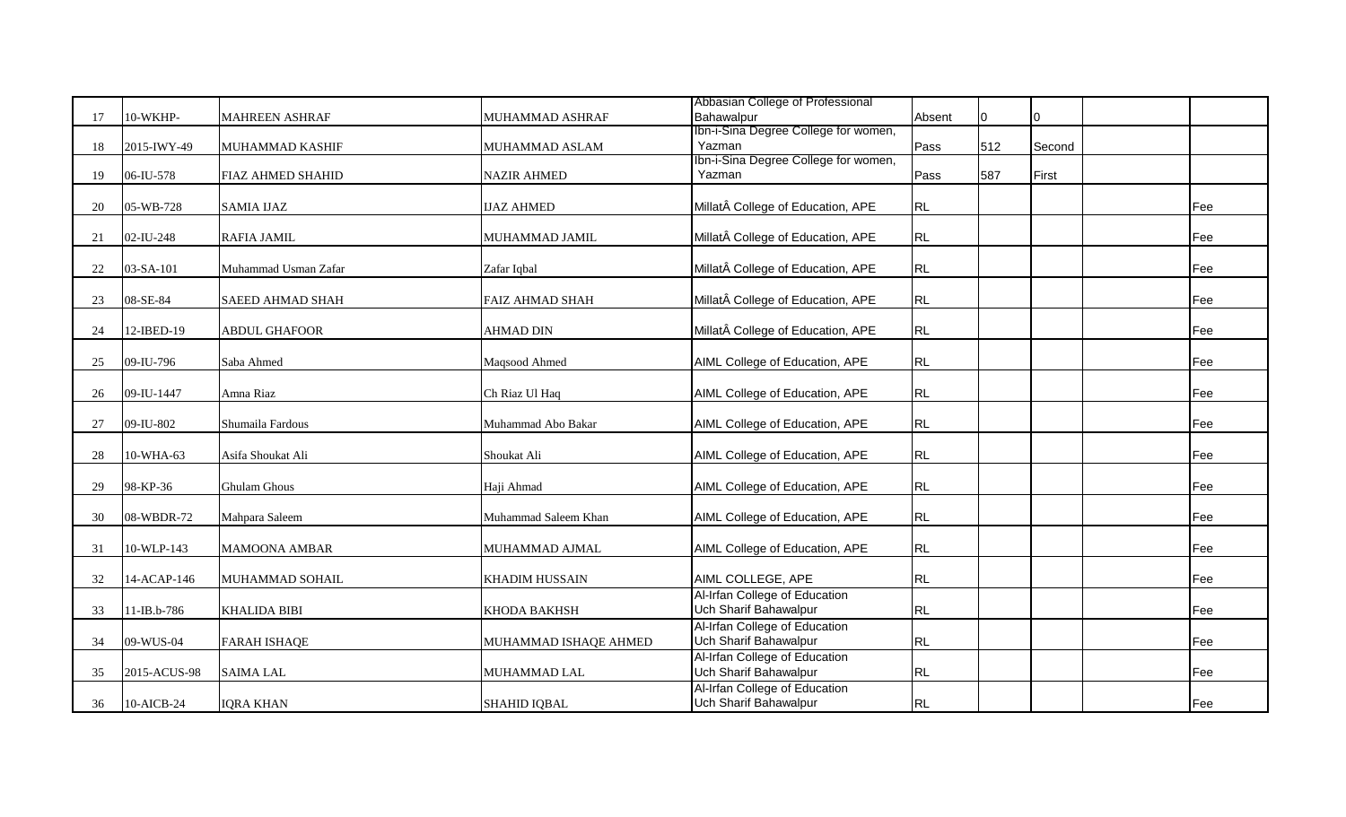| | | | | | | | | | |
|---|---|---|---|---|---|---|---|---|---|
| 17 | 10-WKHP- | MAHREEN ASHRAF | MUHAMMAD ASHRAF | Abbasian College of Professional Bahawalpur | Absent | 0 | 0 | | |
| 18 | 2015-IWY-49 | MUHAMMAD KASHIF | MUHAMMAD ASLAM | Ibn-i-Sina Degree College for women, Yazman | Pass | 512 | Second | | |
| 19 | 06-IU-578 | FIAZ AHMED SHAHID | NAZIR AHMED | Ibn-i-Sina Degree College for women, Yazman | Pass | 587 | First | | |
| 20 | 05-WB-728 | SAMIA IJAZ | IJAZ AHMED | MillatÂ College of Education, APE | RL | | | | Fee |
| 21 | 02-IU-248 | RAFIA JAMIL | MUHAMMAD JAMIL | MillatÂ College of Education, APE | RL | | | | Fee |
| 22 | 03-SA-101 | Muhammad Usman Zafar | Zafar Iqbal | MillatÂ College of Education, APE | RL | | | | Fee |
| 23 | 08-SE-84 | SAEED AHMAD SHAH | FAIZ AHMAD SHAH | MillatÂ College of Education, APE | RL | | | | Fee |
| 24 | 12-IBED-19 | ABDUL GHAFOOR | AHMAD DIN | MillatÂ College of Education, APE | RL | | | | Fee |
| 25 | 09-IU-796 | Saba Ahmed | Maqsood Ahmed | AIML College of Education, APE | RL | | | | Fee |
| 26 | 09-IU-1447 | Amna Riaz | Ch Riaz Ul Haq | AIML College of Education, APE | RL | | | | Fee |
| 27 | 09-IU-802 | Shumaila Fardous | Muhammad Abo Bakar | AIML College of Education, APE | RL | | | | Fee |
| 28 | 10-WHA-63 | Asifa Shoukat Ali | Shoukat Ali | AIML College of Education, APE | RL | | | | Fee |
| 29 | 98-KP-36 | Ghulam Ghous | Haji Ahmad | AIML College of Education, APE | RL | | | | Fee |
| 30 | 08-WBDR-72 | Mahpara Saleem | Muhammad Saleem Khan | AIML College of Education, APE | RL | | | | Fee |
| 31 | 10-WLP-143 | MAMOONA AMBAR | MUHAMMAD AJMAL | AIML College of Education, APE | RL | | | | Fee |
| 32 | 14-ACAP-146 | MUHAMMAD SOHAIL | KHADIM HUSSAIN | AIML COLLEGE, APE | RL | | | | Fee |
| 33 | 11-IB.b-786 | KHALIDA BIBI | KHODA BAKHSH | Al-Irfan College of Education Uch Sharif Bahawalpur | RL | | | | Fee |
| 34 | 09-WUS-04 | FARAH ISHAQE | MUHAMMAD ISHAQE AHMED | Al-Irfan College of Education Uch Sharif Bahawalpur | RL | | | | Fee |
| 35 | 2015-ACUS-98 | SAIMA LAL | MUHAMMAD LAL | Al-Irfan College of Education Uch Sharif Bahawalpur | RL | | | | Fee |
| 36 | 10-AICB-24 | IQRA KHAN | SHAHID IQBAL | Al-Irfan College of Education Uch Sharif Bahawalpur | RL | | | | Fee |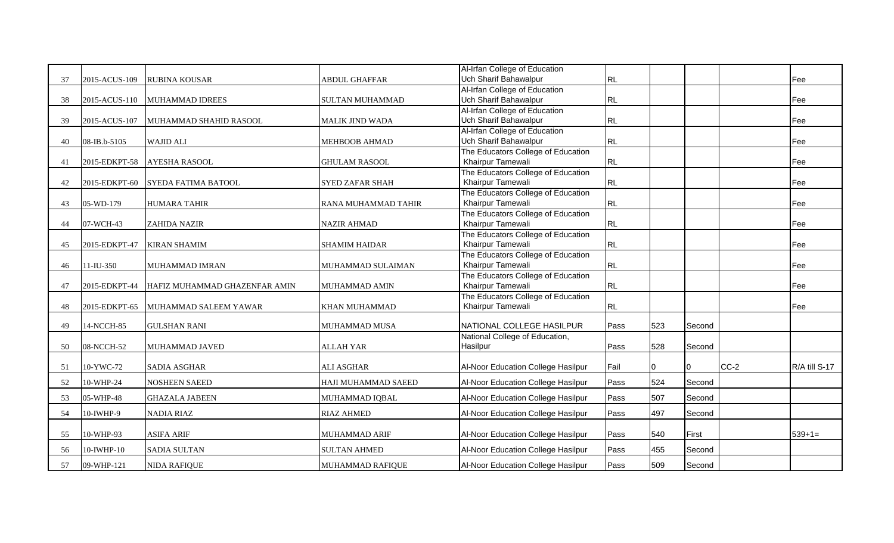| | | | | | | | | | |
|---|---|---|---|---|---|---|---|---|---|
| 37 | 2015-ACUS-109 | RUBINA KOUSAR | ABDUL GHAFFAR | Al-Irfan College of Education Uch Sharif Bahawalpur | RL | | | | Fee |
| 38 | 2015-ACUS-110 | MUHAMMAD IDREES | SULTAN MUHAMMAD | Al-Irfan College of Education Uch Sharif Bahawalpur | RL | | | | Fee |
| 39 | 2015-ACUS-107 | MUHAMMAD SHAHID RASOOL | MALIK JIND WADA | Al-Irfan College of Education Uch Sharif Bahawalpur | RL | | | | Fee |
| 40 | 08-IB.b-5105 | WAJID ALI | MEHBOOB AHMAD | Al-Irfan College of Education Uch Sharif Bahawalpur | RL | | | | Fee |
| 41 | 2015-EDKPT-58 | AYESHA RASOOL | GHULAM RASOOL | The Educators College of Education Khairpur Tamewali | RL | | | | Fee |
| 42 | 2015-EDKPT-60 | SYEDA FATIMA BATOOL | SYED ZAFAR SHAH | The Educators College of Education Khairpur Tamewali | RL | | | | Fee |
| 43 | 05-WD-179 | HUMARA TAHIR | RANA MUHAMMAD TAHIR | The Educators College of Education Khairpur Tamewali | RL | | | | Fee |
| 44 | 07-WCH-43 | ZAHIDA NAZIR | NAZIR AHMAD | The Educators College of Education Khairpur Tamewali | RL | | | | Fee |
| 45 | 2015-EDKPT-47 | KIRAN SHAMIM | SHAMIM HAIDAR | The Educators College of Education Khairpur Tamewali | RL | | | | Fee |
| 46 | 11-IU-350 | MUHAMMAD IMRAN | MUHAMMAD SULAIMAN | The Educators College of Education Khairpur Tamewali | RL | | | | Fee |
| 47 | 2015-EDKPT-44 | HAFIZ MUHAMMAD GHAZENFAR AMIN | MUHAMMAD AMIN | The Educators College of Education Khairpur Tamewali | RL | | | | Fee |
| 48 | 2015-EDKPT-65 | MUHAMMAD SALEEM YAWAR | KHAN MUHAMMAD | The Educators College of Education Khairpur Tamewali | RL | | | | Fee |
| 49 | 14-NCCH-85 | GULSHAN RANI | MUHAMMAD MUSA | NATIONAL COLLEGE HASILPUR | Pass | 523 | Second | | |
| 50 | 08-NCCH-52 | MUHAMMAD JAVED | ALLAH YAR | National College of Education, Hasilpur | Pass | 528 | Second | | |
| 51 | 10-YWC-72 | SADIA ASGHAR | ALI ASGHAR | Al-Noor Education College Hasilpur | Fail | 0 | 0 | CC-2 | R/A till S-17 |
| 52 | 10-WHP-24 | NOSHEEN SAEED | HAJI MUHAMMAD SAEED | Al-Noor Education College Hasilpur | Pass | 524 | Second | | |
| 53 | 05-WHP-48 | GHAZALA JABEEN | MUHAMMAD IQBAL | Al-Noor Education College Hasilpur | Pass | 507 | Second | | |
| 54 | 10-IWHP-9 | NADIA RIAZ | RIAZ AHMED | Al-Noor Education College Hasilpur | Pass | 497 | Second | | |
| 55 | 10-WHP-93 | ASIFA ARIF | MUHAMMAD ARIF | Al-Noor Education College Hasilpur | Pass | 540 | First | | 539+1= |
| 56 | 10-IWHP-10 | SADIA SULTAN | SULTAN AHMED | Al-Noor Education College Hasilpur | Pass | 455 | Second | | |
| 57 | 09-WHP-121 | NIDA RAFIQUE | MUHAMMAD RAFIQUE | Al-Noor Education College Hasilpur | Pass | 509 | Second | | |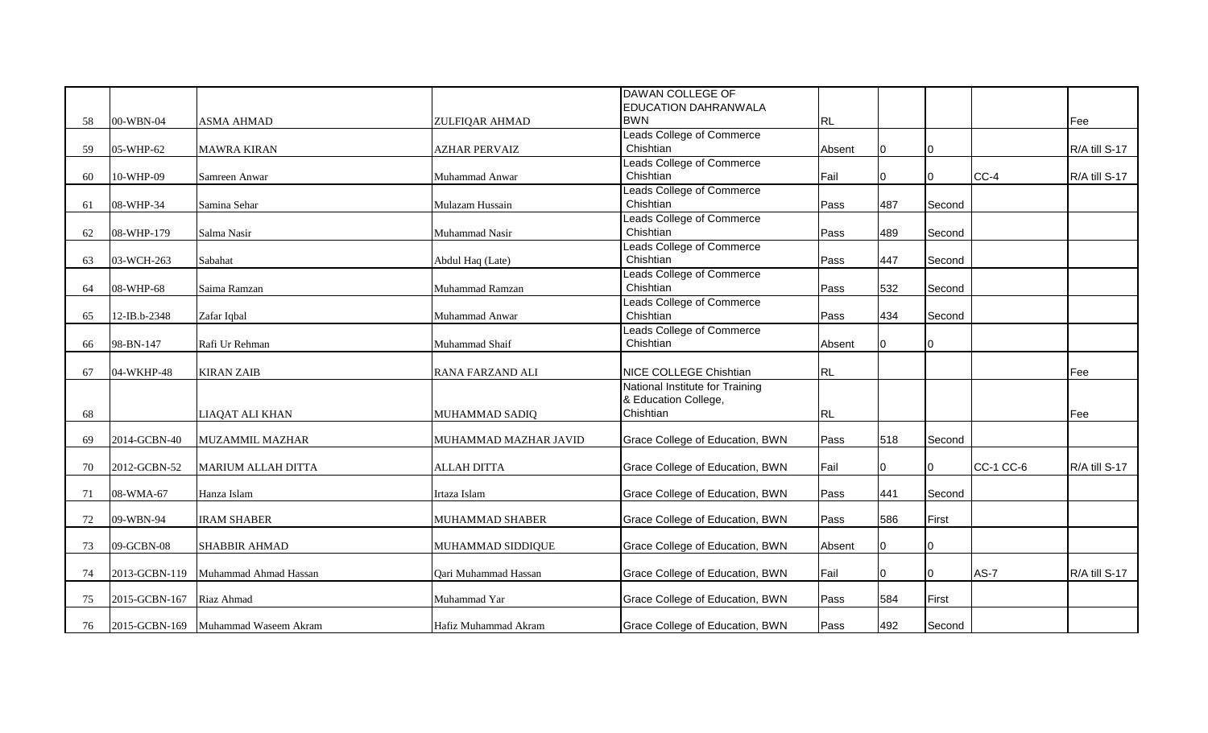| 58 | 00-WBN-04 | ASMA AHMAD | ZULFIQAR AHMAD | DAWAN COLLEGE OF EDUCATION DAHRANWALA BWN | RL | | | | Fee |
|---|---|---|---|---|---|---|---|---|---|
| 59 | 05-WHP-62 | MAWRA KIRAN | AZHAR PERVAIZ | Leads College of Commerce Chishtian | Absent | 0 | 0 | | R/A till S-17 |
| 60 | 10-WHP-09 | Samreen Anwar | Muhammad Anwar | Leads College of Commerce Chishtian | Fail | 0 | 0 | CC-4 | R/A till S-17 |
| 61 | 08-WHP-34 | Samina Sehar | Mulazam Hussain | Leads College of Commerce Chishtian | Pass | 487 | Second | | |
| 62 | 08-WHP-179 | Salma Nasir | Muhammad Nasir | Leads College of Commerce Chishtian | Pass | 489 | Second | | |
| 63 | 03-WCH-263 | Sabahat | Abdul Haq (Late) | Leads College of Commerce Chishtian | Pass | 447 | Second | | |
| 64 | 08-WHP-68 | Saima Ramzan | Muhammad Ramzan | Leads College of Commerce Chishtian | Pass | 532 | Second | | |
| 65 | 12-IB.b-2348 | Zafar Iqbal | Muhammad Anwar | Leads College of Commerce Chishtian | Pass | 434 | Second | | |
| 66 | 98-BN-147 | Rafi Ur Rehman | Muhammad Shaif | Leads College of Commerce Chishtian | Absent | 0 | 0 | | |
| 67 | 04-WKHP-48 | KIRAN ZAIB | RANA FARZAND ALI | NICE COLLEGE Chishtian | RL | | | | Fee |
| 68 | | LIAQAT ALI KHAN | MUHAMMAD SADIQ | National Institute for Training & Education College, Chishtian | RL | | | | Fee |
| 69 | 2014-GCBN-40 | MUZAMMIL MAZHAR | MUHAMMAD MAZHAR JAVID | Grace College of Education, BWN | Pass | 518 | Second | | |
| 70 | 2012-GCBN-52 | MARIUM ALLAH DITTA | ALLAH DITTA | Grace College of Education, BWN | Fail | 0 | 0 | CC-1 CC-6 | R/A till S-17 |
| 71 | 08-WMA-67 | Hanza Islam | Irtaza Islam | Grace College of Education, BWN | Pass | 441 | Second | | |
| 72 | 09-WBN-94 | IRAM SHABER | MUHAMMAD SHABER | Grace College of Education, BWN | Pass | 586 | First | | |
| 73 | 09-GCBN-08 | SHABBIR AHMAD | MUHAMMAD SIDDIQUE | Grace College of Education, BWN | Absent | 0 | 0 | | |
| 74 | 2013-GCBN-119 | Muhammad Ahmad Hassan | Qari Muhammad Hassan | Grace College of Education, BWN | Fail | 0 | 0 | AS-7 | R/A till S-17 |
| 75 | 2015-GCBN-167 | Riaz Ahmad | Muhammad Yar | Grace College of Education, BWN | Pass | 584 | First | | |
| 76 | 2015-GCBN-169 | Muhammad Waseem Akram | Hafiz Muhammad Akram | Grace College of Education, BWN | Pass | 492 | Second | | |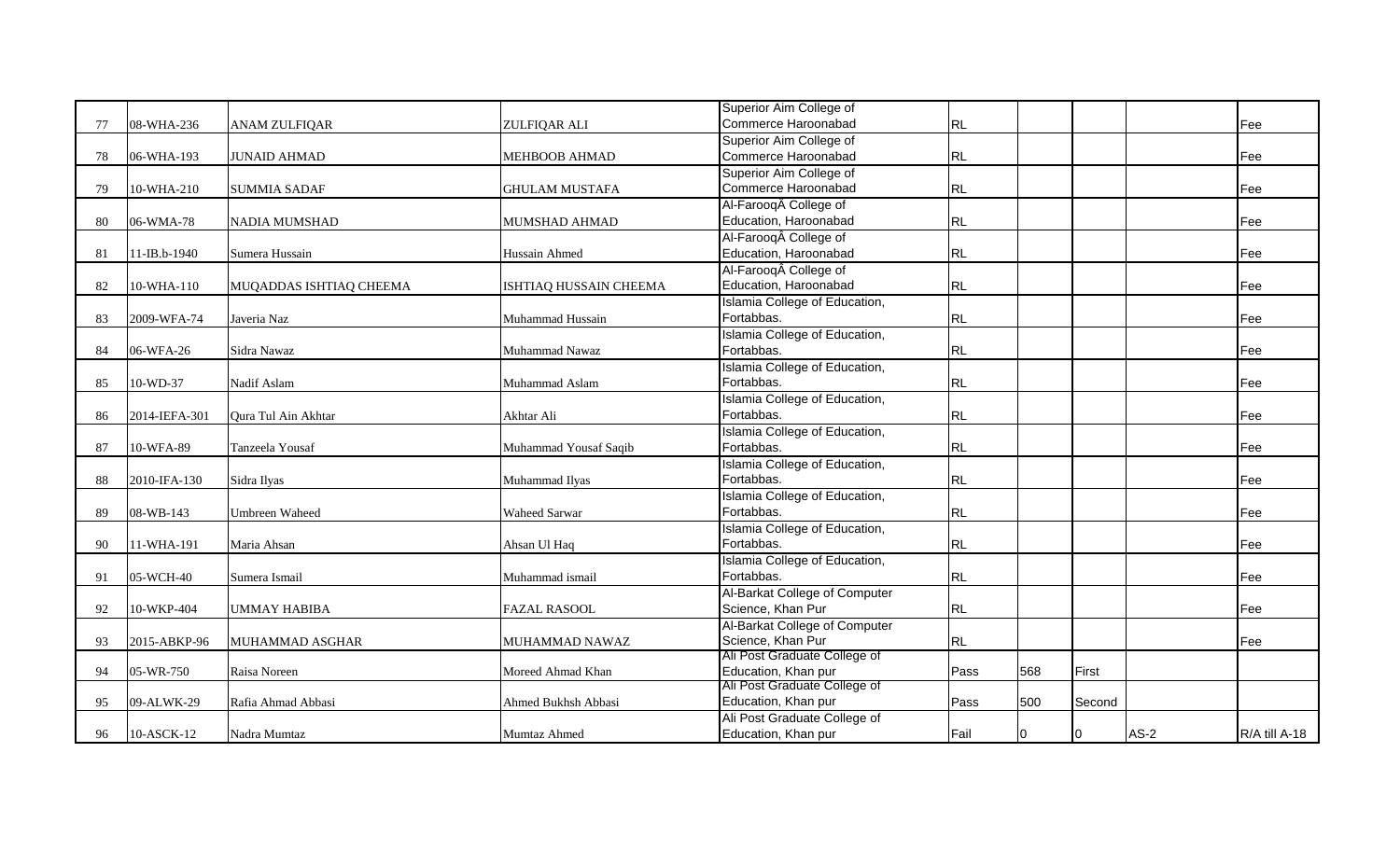| | | | | | | | | | |
|---|---|---|---|---|---|---|---|---|---|
| 77 | 08-WHA-236 | ANAM ZULFIQAR | ZULFIQAR ALI | Superior Aim College of Commerce Haroonabad | RL | | | | Fee |
| 78 | 06-WHA-193 | JUNAID AHMAD | MEHBOOB AHMAD | Superior Aim College of Commerce Haroonabad | RL | | | | Fee |
| 79 | 10-WHA-210 | SUMMIA SADAF | GHULAM MUSTAFA | Superior Aim College of Commerce Haroonabad | RL | | | | Fee |
| 80 | 06-WMA-78 | NADIA MUMSHAD | MUMSHAD AHMAD | Al-FarooqÂ College of Education, Haroonabad | RL | | | | Fee |
| 81 | 11-IB.b-1940 | Sumera Hussain | Hussain Ahmed | Al-FarooqÂ College of Education, Haroonabad | RL | | | | Fee |
| 82 | 10-WHA-110 | MUQADDAS ISHTIAQ CHEEMA | ISHTIAQ HUSSAIN CHEEMA | Al-FarooqÂ College of Education, Haroonabad | RL | | | | Fee |
| 83 | 2009-WFA-74 | Javeria Naz | Muhammad Hussain | Islamia College of Education, Fortabbas. | RL | | | | Fee |
| 84 | 06-WFA-26 | Sidra Nawaz | Muhammad Nawaz | Islamia College of Education, Fortabbas. | RL | | | | Fee |
| 85 | 10-WD-37 | Nadif Aslam | Muhammad Aslam | Islamia College of Education, Fortabbas. | RL | | | | Fee |
| 86 | 2014-IEFA-301 | Qura Tul Ain Akhtar | Akhtar Ali | Islamia College of Education, Fortabbas. | RL | | | | Fee |
| 87 | 10-WFA-89 | Tanzeela Yousaf | Muhammad Yousaf Saqib | Islamia College of Education, Fortabbas. | RL | | | | Fee |
| 88 | 2010-IFA-130 | Sidra Ilyas | Muhammad Ilyas | Islamia College of Education, Fortabbas. | RL | | | | Fee |
| 89 | 08-WB-143 | Umbreen Waheed | Waheed Sarwar | Islamia College of Education, Fortabbas. | RL | | | | Fee |
| 90 | 11-WHA-191 | Maria Ahsan | Ahsan Ul Haq | Islamia College of Education, Fortabbas. | RL | | | | Fee |
| 91 | 05-WCH-40 | Sumera Ismail | Muhammad ismail | Islamia College of Education, Fortabbas. | RL | | | | Fee |
| 92 | 10-WKP-404 | UMMAY HABIBA | FAZAL RASOOL | Al-Barkat College of Computer Science, Khan Pur | RL | | | | Fee |
| 93 | 2015-ABKP-96 | MUHAMMAD ASGHAR | MUHAMMAD NAWAZ | Al-Barkat College of Computer Science, Khan Pur | RL | | | | Fee |
| 94 | 05-WR-750 | Raisa Noreen | Moreed Ahmad Khan | Ali Post Graduate College of Education, Khan pur | Pass | 568 | First | | |
| 95 | 09-ALWK-29 | Rafia Ahmad Abbasi | Ahmed Bukhsh Abbasi | Ali Post Graduate College of Education, Khan pur | Pass | 500 | Second | | |
| 96 | 10-ASCK-12 | Nadra Mumtaz | Mumtaz Ahmed | Ali Post Graduate College of Education, Khan pur | Fail | 0 | 0 | AS-2 | R/A till A-18 |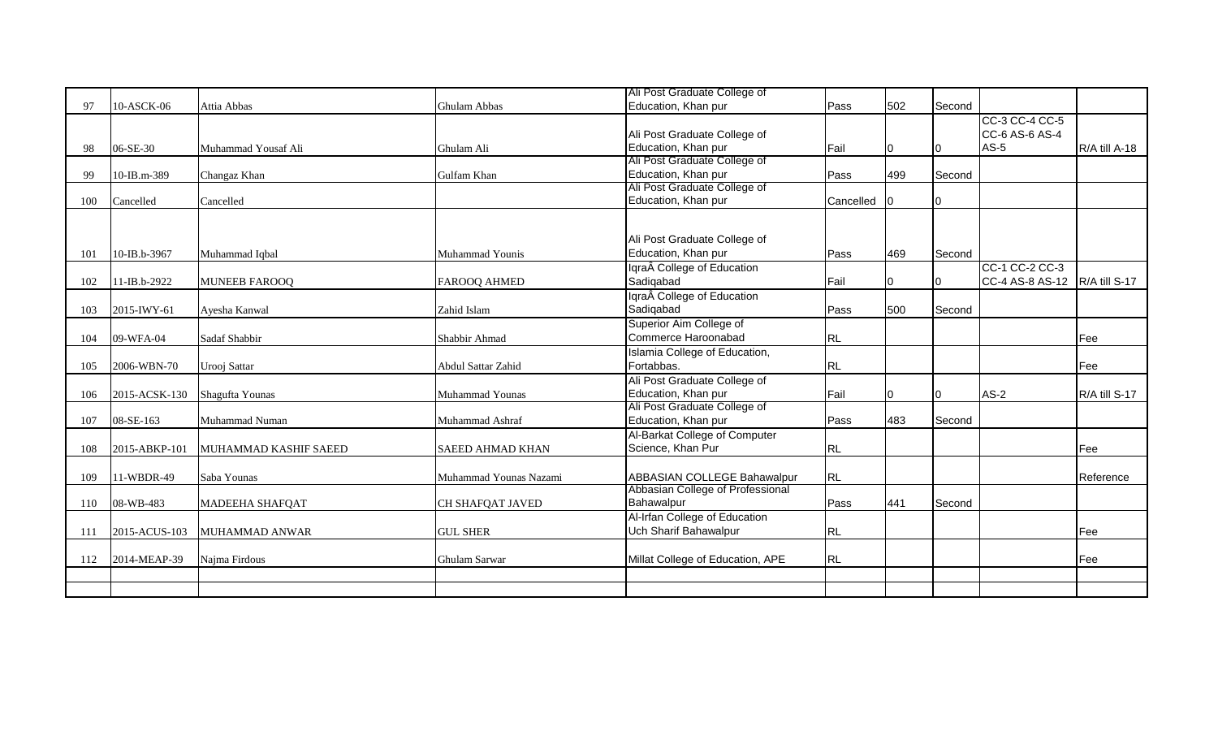| | | | | | | | | | |
|---|---|---|---|---|---|---|---|---|---|
| 97 | 10-ASCK-06 | Attia Abbas | Ghulam Abbas | Ali Post Graduate College of Education, Khan pur | Pass | 502 | Second | | |
| 98 | 06-SE-30 | Muhammad Yousaf Ali | Ghulam Ali | Ali Post Graduate College of Education, Khan pur | Fail | 0 | 0 | CC-3 CC-4 CC-5 CC-6 AS-6 AS-4 AS-5 | R/A till A-18 |
| 99 | 10-IB.m-389 | Changaz Khan | Gulfam Khan | Ali Post Graduate College of Education, Khan pur | Pass | 499 | Second | | |
| 100 | Cancelled | Cancelled | | Ali Post Graduate College of Education, Khan pur | Cancelled | 0 | 0 | | |
| 101 | 10-IB.b-3967 | Muhammad Iqbal | Muhammad Younis | Ali Post Graduate College of Education, Khan pur | Pass | 469 | Second | | |
| 102 | 11-IB.b-2922 | MUNEEB FAROOQ | FAROOQ AHMED | IqraÂ College of Education Sadiqabad | Fail | 0 | 0 | CC-1 CC-2 CC-3 CC-4 AS-8 AS-12 | R/A till S-17 |
| 103 | 2015-IWY-61 | Ayesha Kanwal | Zahid Islam | IqraÂ College of Education Sadiqabad | Pass | 500 | Second | | |
| 104 | 09-WFA-04 | Sadaf Shabbir | Shabbir Ahmad | Superior Aim College of Commerce Haroonabad | RL | | | | Fee |
| 105 | 2006-WBN-70 | Urooj Sattar | Abdul Sattar Zahid | Islamia College of Education, Fortabbas. | RL | | | | Fee |
| 106 | 2015-ACSK-130 | Shagufta Younas | Muhammad Younas | Ali Post Graduate College of Education, Khan pur | Fail | 0 | 0 | AS-2 | R/A till S-17 |
| 107 | 08-SE-163 | Muhammad Numan | Muhammad Ashraf | Ali Post Graduate College of Education, Khan pur | Pass | 483 | Second | | |
| 108 | 2015-ABKP-101 | MUHAMMAD KASHIF SAEED | SAEED AHMAD KHAN | Al-Barkat College of Computer Science, Khan Pur | RL | | | | Fee |
| 109 | 11-WBDR-49 | Saba Younas | Muhammad Younas Nazami | ABBASIAN COLLEGE Bahawalpur | RL | | | | Reference |
| 110 | 08-WB-483 | MADEEHA SHAFQAT | CH SHAFQAT JAVED | Abbasian College of Professional Bahawalpur | Pass | 441 | Second | | |
| 111 | 2015-ACUS-103 | MUHAMMAD ANWAR | GUL SHER | Al-Irfan College of Education Uch Sharif Bahawalpur | RL | | | | Fee |
| 112 | 2014-MEAP-39 | Najma Firdous | Ghulam Sarwar | Millat College of Education, APE | RL | | | | Fee |
| | | | | | | | | | |
| | | | | | | | | | |